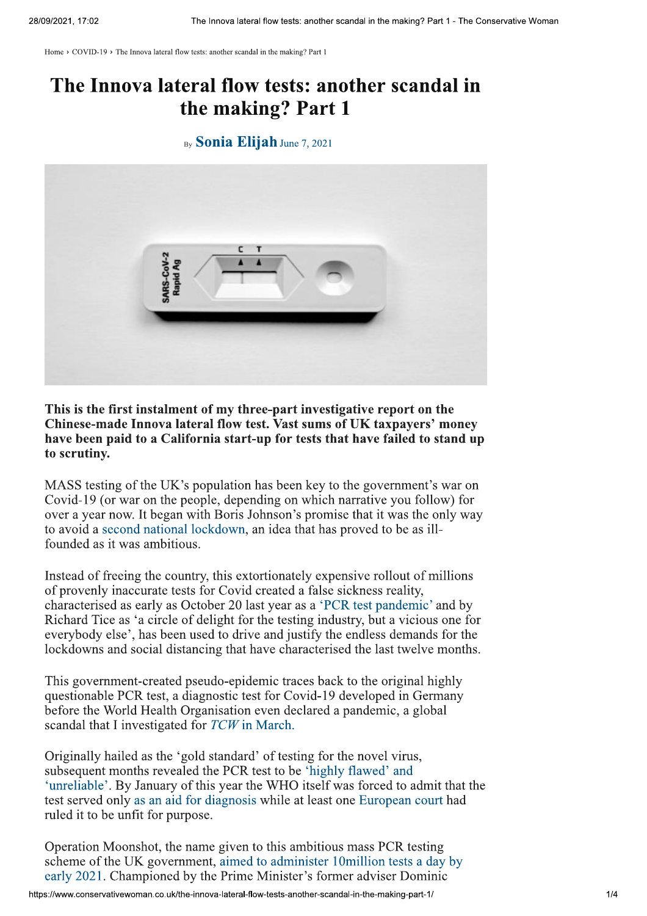Home › COVID-19 › The Innova lateral flow tests: another scandal in the making? Part 1

# The Innova lateral flow tests: another scandal in the making? Part 1

By **Sonia Elijah** June 7, 2021

**This is the first instalment of my three-part investigative report on the Chinese-made Innova lateral flow test. Vast sums of UK taxpayers' money have been paid to a California start-up for tests that have failed to stand up to scrutiny.**

MASS testing of the UK's population has been key to the government's war on Covid-19 (or war on the people, depending on which narrative you follow) for over a year now. It began with Boris Johnson's promise that it was the only way to avoid a second national lockdown, an idea that has proved to be as ill-founded as it was ambitious.

Instead of freeing the country, this extortionately expensive rollout of millions of provenly inaccurate tests for Covid created a false sickness reality, characterised as early as October 20 last year as a 'PCR test pandemic' and by Richard Tice as 'a circle of delight for the testing industry, but a vicious one for everybody else', has been used to drive and justify the endless demands for the lockdowns and social distancing that have characterised the last twelve months.

This government-created pseudo-epidemic traces back to the original highly questionable PCR test, a diagnostic test for Covid-19 developed in Germany before the World Health Organisation even declared a pandemic, a global scandal that I investigated for *TCW* in March.

Originally hailed as the 'gold standard' of testing for the novel virus, subsequent months revealed the PCR test to be 'highly flawed' and 'unreliable'. By January of this year the WHO itself was forced to admit that the test served only as an aid for diagnosis while at least one European court had ruled it to be unfit for purpose.

Operation Moonshot, the name given to this ambitious mass PCR testing scheme of the UK government, aimed to administer 10million tests a day by early 2021. Championed by the Prime Minister's former adviser Dominic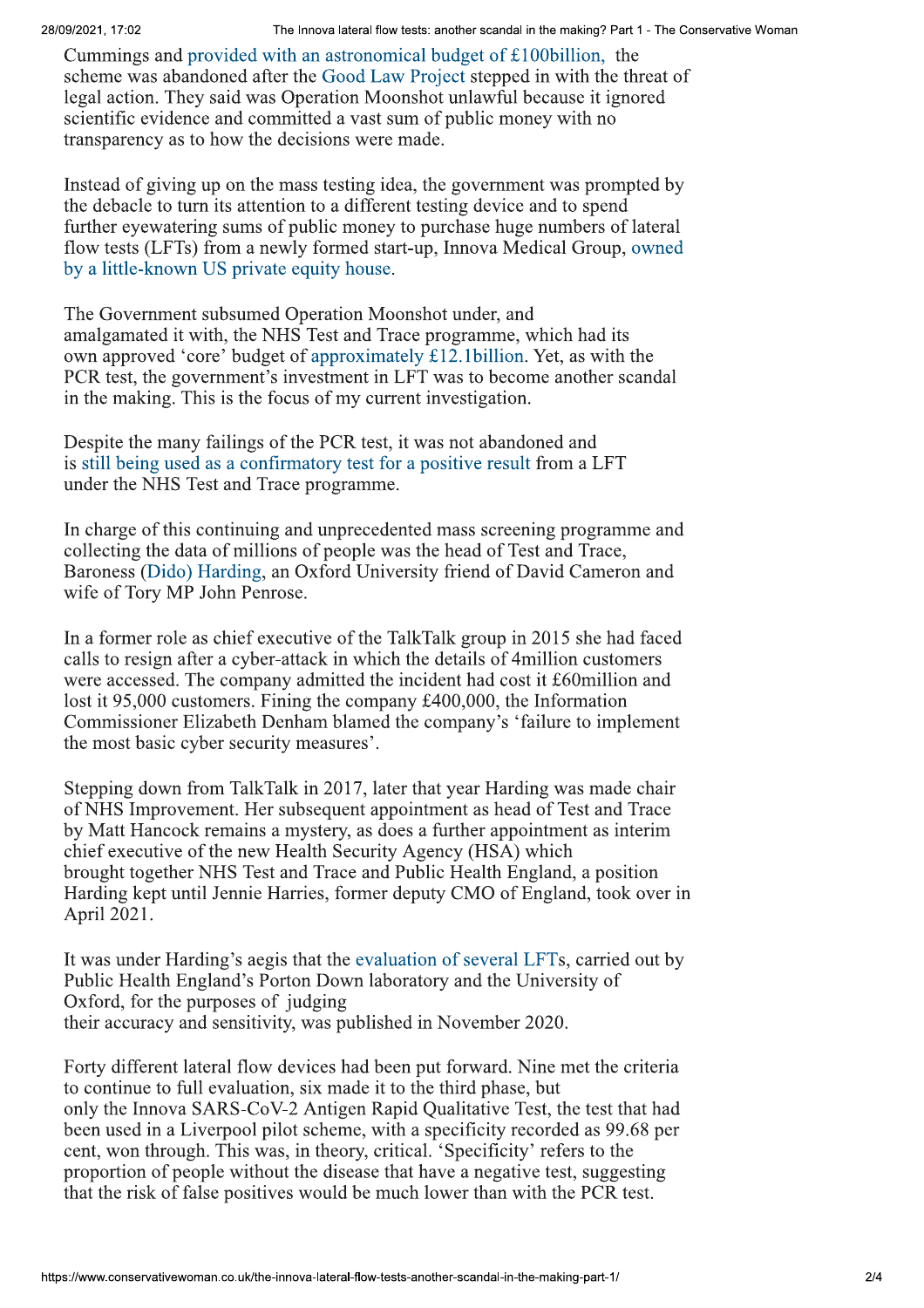Cummings and provided with an astronomical budget of £100billion, the scheme was abandoned after the Good Law Project stepped in with the threat of legal action. They said was Operation Moonshot unlawful because it ignored scientific evidence and committed a vast sum of public money with no transparency as to how the decisions were made.

Instead of giving up on the mass testing idea, the government was prompted by the debacle to turn its attention to a different testing device and to spend further eyewatering sums of public money to purchase huge numbers of lateral flow tests (LFTs) from a newly formed start-up, Innova Medical Group, owned by a little-known US private equity house.

The Government subsumed Operation Moonshot under, and amalgamated it with, the NHS Test and Trace programme, which had its own approved 'core' budget of approximately £12.1billion. Yet, as with the PCR test, the government's investment in LFT was to become another scandal in the making. This is the focus of my current investigation.

Despite the many failings of the PCR test, it was not abandoned and is still being used as a confirmatory test for a positive result from a LFT under the NHS Test and Trace programme.

In charge of this continuing and unprecedented mass screening programme and collecting the data of millions of people was the head of Test and Trace, Baroness (Dido) Harding, an Oxford University friend of David Cameron and wife of Tory MP John Penrose.

In a former role as chief executive of the TalkTalk group in 2015 she had faced calls to resign after a cyber-attack in which the details of 4million customers were accessed. The company admitted the incident had cost it £60million and lost it 95,000 customers. Fining the company £400,000, the Information Commissioner Elizabeth Denham blamed the company's 'failure to implement the most basic cyber security measures'.

Stepping down from TalkTalk in 2017, later that year Harding was made chair of NHS Improvement. Her subsequent appointment as head of Test and Trace by Matt Hancock remains a mystery, as does a further appointment as interim chief executive of the new Health Security Agency (HSA) which brought together NHS Test and Trace and Public Health England, a position Harding kept until Jennie Harries, former deputy CMO of England, took over in April 2021.

It was under Harding's aegis that the evaluation of several LFTs, carried out by Public Health England's Porton Down laboratory and the University of Oxford, for the purposes of judging their accuracy and sensitivity, was published in November 2020.

Forty different lateral flow devices had been put forward. Nine met the criteria to continue to full evaluation, six made it to the third phase, but only the Innova SARS-CoV-2 Antigen Rapid Qualitative Test, the test that had been used in a Liverpool pilot scheme, with a specificity recorded as 99.68 per cent, won through. This was, in theory, critical. 'Specificity' refers to the proportion of people without the disease that have a negative test, suggesting that the risk of false positives would be much lower than with the PCR test.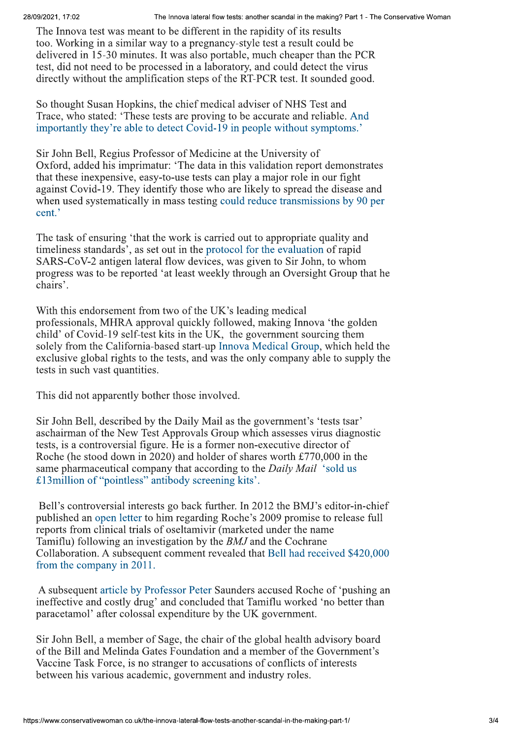The Innova test was meant to be different in the rapidity of its results too. Working in a similar way to a pregnancy-style test a result could be delivered in 15-30 minutes. It was also portable, much cheaper than the PCR test, did not need to be processed in a laboratory, and could detect the virus directly without the amplification steps of the RT-PCR test. It sounded good.

So thought Susan Hopkins, the chief medical adviser of NHS Test and Trace, who stated: 'These tests are proving to be accurate and reliable. And importantly they're able to detect Covid-19 in people without symptoms.'

Sir John Bell, Regius Professor of Medicine at the University of Oxford, added his imprimatur: 'The data in this validation report demonstrates that these inexpensive, easy-to-use tests can play a major role in our fight against Covid-19. They identify those who are likely to spread the disease and when used systematically in mass testing could reduce transmissions by 90 per cent.'

The task of ensuring 'that the work is carried out to appropriate quality and timeliness standards', as set out in the protocol for the evaluation of rapid SARS-CoV-2 antigen lateral flow devices, was given to Sir John, to whom progress was to be reported 'at least weekly through an Oversight Group that he chairs'.

With this endorsement from two of the UK's leading medical professionals, MHRA approval quickly followed, making Innova 'the golden child' of Covid-19 self-test kits in the UK, the government sourcing them solely from the California-based start-up Innova Medical Group, which held the exclusive global rights to the tests, and was the only company able to supply the tests in such vast quantities.

This did not apparently bother those involved.

Sir John Bell, described by the Daily Mail as the government's 'tests tsar' aschairman of the New Test Approvals Group which assesses virus diagnostic tests, is a controversial figure. He is a former non-executive director of Roche (he stood down in 2020) and holder of shares worth £770,000 in the same pharmaceutical company that according to the *Daily Mail* 'sold us £13million of "pointless" antibody screening kits'.

Bell's controversial interests go back further. In 2012 the BMJ's editor-in-chief published an open letter to him regarding Roche's 2009 promise to release full reports from clinical trials of oseltamivir (marketed under the name Tamiflu) following an investigation by the *BMJ* and the Cochrane Collaboration. A subsequent comment revealed that Bell had received $420,000 from the company in 2011.

A subsequent article by Professor Peter Saunders accused Roche of 'pushing an ineffective and costly drug' and concluded that Tamiflu worked 'no better than paracetamol' after colossal expenditure by the UK government.

Sir John Bell, a member of Sage, the chair of the global health advisory board of the Bill and Melinda Gates Foundation and a member of the Government's Vaccine Task Force, is no stranger to accusations of conflicts of interests between his various academic, government and industry roles.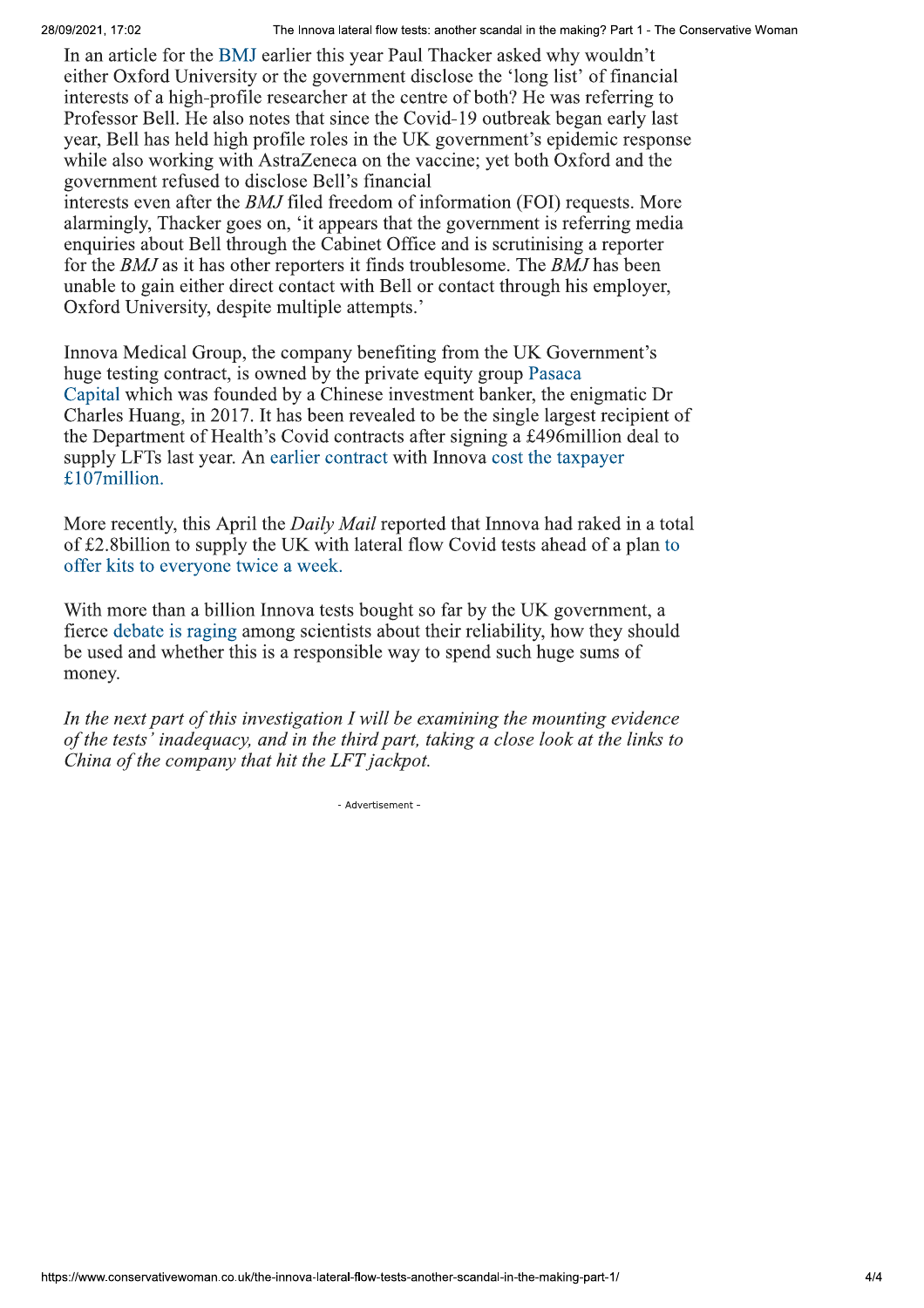In an article for the BMJ earlier this year Paul Thacker asked why wouldn't either Oxford University or the government disclose the 'long list' of financial interests of a high-profile researcher at the centre of both? He was referring to Professor Bell. He also notes that since the Covid-19 outbreak began early last year, Bell has held high profile roles in the UK government's epidemic response while also working with AstraZeneca on the vaccine; yet both Oxford and the government refused to disclose Bell's financial interests even after the *BMJ* filed freedom of information (FOI) requests. More alarmingly, Thacker goes on, 'it appears that the government is referring media enquiries about Bell through the Cabinet Office and is scrutinising a reporter for the *BMJ* as it has other reporters it finds troublesome. The *BMJ* has been unable to gain either direct contact with Bell or contact through his employer, Oxford University, despite multiple attempts.'

Innova Medical Group, the company benefiting from the UK Government's huge testing contract, is owned by the private equity group Pasaca Capital which was founded by a Chinese investment banker, the enigmatic Dr Charles Huang, in 2017. It has been revealed to be the single largest recipient of the Department of Health's Covid contracts after signing a £496million deal to supply LFTs last year. An earlier contract with Innova cost the taxpayer £107million.

More recently, this April the *Daily Mail* reported that Innova had raked in a total of £2.8billion to supply the UK with lateral flow Covid tests ahead of a plan to offer kits to everyone twice a week.

With more than a billion Innova tests bought so far by the UK government, a fierce debate is raging among scientists about their reliability, how they should be used and whether this is a responsible way to spend such huge sums of money.

*In the next part of this investigation I will be examining the mounting evidence of the tests' inadequacy, and in the third part, taking a close look at the links to China of the company that hit the LFT jackpot.*

- Advertisement -